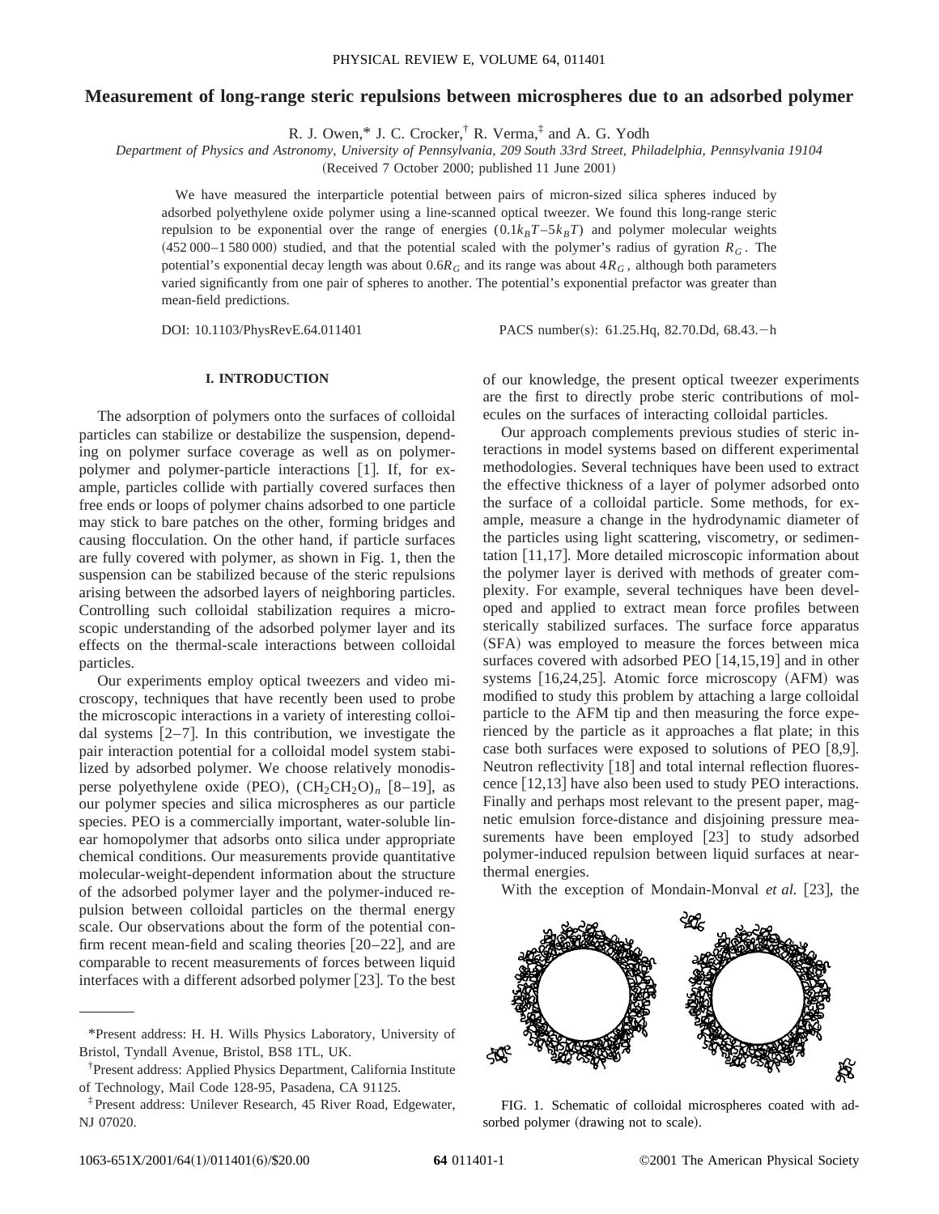# Measurement of long-range steric repulsions between microspheres due to an adsorbed polymer

R. J. Owen,* J. C. Crocker,[†] R. Verma,[‡] and A. G. Yodh

*Department of Physics and Astronomy, University of Pennsylvania, 209 South 33rd Street, Philadelphia, Pennsylvania 19104*

(Received 7 October 2000; published 11 June 2001)

We have measured the interparticle potential between pairs of micron-sized silica spheres induced by adsorbed polyethylene oxide polymer using a line-scanned optical tweezer. We found this long-range steric repulsion to be exponential over the range of energies ($0.1k_BT$–$5k_BT$) and polymer molecular weights (452 000–1 580 000) studied, and that the potential scaled with the polymer's radius of gyration $R_G$. The potential's exponential decay length was about $0.6R_G$ and its range was about $4R_G$, although both parameters varied significantly from one pair of spheres to another. The potential's exponential prefactor was greater than mean-field predictions.

DOI: 10.1103/PhysRevE.64.011401 PACS number(s): 61.25.Hq, 82.70.Dd, 68.43.−h

## I. INTRODUCTION

The adsorption of polymers onto the surfaces of colloidal particles can stabilize or destabilize the suspension, depending on polymer surface coverage as well as on polymer-polymer and polymer-particle interactions [1]. If, for example, particles collide with partially covered surfaces then free ends or loops of polymer chains adsorbed to one particle may stick to bare patches on the other, forming bridges and causing flocculation. On the other hand, if particle surfaces are fully covered with polymer, as shown in Fig. 1, then the suspension can be stabilized because of the steric repulsions arising between the adsorbed layers of neighboring particles. Controlling such colloidal stabilization requires a microscopic understanding of the adsorbed polymer layer and its effects on the thermal-scale interactions between colloidal particles.

Our experiments employ optical tweezers and video microscopy, techniques that have recently been used to probe the microscopic interactions in a variety of interesting colloidal systems [2–7]. In this contribution, we investigate the pair interaction potential for a colloidal model system stabilized by adsorbed polymer. We choose relatively monodisperse polyethylene oxide (PEO), $(CH_2CH_2O)_n$ [8–19], as our polymer species and silica microspheres as our particle species. PEO is a commercially important, water-soluble linear homopolymer that adsorbs onto silica under appropriate chemical conditions. Our measurements provide quantitative molecular-weight-dependent information about the structure of the adsorbed polymer layer and the polymer-induced repulsion between colloidal particles on the thermal energy scale. Our observations about the form of the potential confirm recent mean-field and scaling theories [20–22], and are comparable to recent measurements of forces between liquid interfaces with a different adsorbed polymer [23]. To the best of our knowledge, the present optical tweezer experiments are the first to directly probe steric contributions of molecules on the surfaces of interacting colloidal particles.

Our approach complements previous studies of steric interactions in model systems based on different experimental methodologies. Several techniques have been used to extract the effective thickness of a layer of polymer adsorbed onto the surface of a colloidal particle. Some methods, for example, measure a change in the hydrodynamic diameter of the particles using light scattering, viscometry, or sedimentation [11,17]. More detailed microscopic information about the polymer layer is derived with methods of greater complexity. For example, several techniques have been developed and applied to extract mean force profiles between sterically stabilized surfaces. The surface force apparatus (SFA) was employed to measure the forces between mica surfaces covered with adsorbed PEO [14,15,19] and in other systems [16,24,25]. Atomic force microscopy (AFM) was modified to study this problem by attaching a large colloidal particle to the AFM tip and then measuring the force experienced by the particle as it approaches a flat plate; in this case both surfaces were exposed to solutions of PEO [8,9]. Neutron reflectivity [18] and total internal reflection fluorescence [12,13] have also been used to study PEO interactions. Finally and perhaps most relevant to the present paper, magnetic emulsion force-distance and disjoining pressure measurements have been employed [23] to study adsorbed polymer-induced repulsion between liquid surfaces at near-thermal energies.

With the exception of Mondain-Monval *et al.* [23], the

FIG. 1. Schematic of colloidal microspheres coated with adsorbed polymer (drawing not to scale).

---

*Present address: H. H. Wills Physics Laboratory, University of Bristol, Tyndall Avenue, Bristol, BS8 1TL, UK.

[†]Present address: Applied Physics Department, California Institute of Technology, Mail Code 128-95, Pasadena, CA 91125.

[‡]Present address: Unilever Research, 45 River Road, Edgewater, NJ 07020.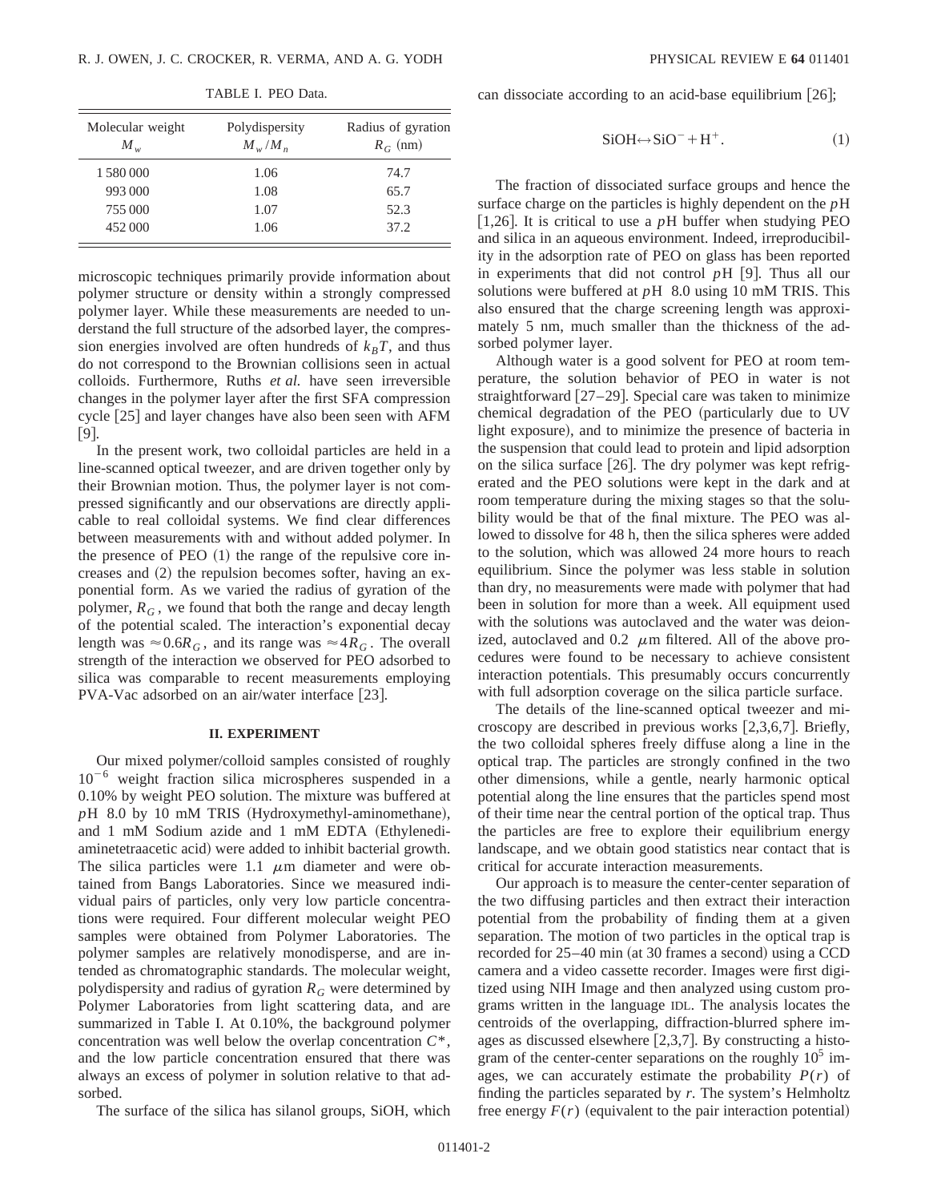TABLE I. PEO Data.

| Molecular weight $M_w$ | Polydispersity $M_w/M_n$ | Radius of gyration $R_G$ (nm) |
| --- | --- | --- |
| 1 580 000 | 1.06 | 74.7 |
| 993 000 | 1.08 | 65.7 |
| 755 000 | 1.07 | 52.3 |
| 452 000 | 1.06 | 37.2 |

microscopic techniques primarily provide information about polymer structure or density within a strongly compressed polymer layer. While these measurements are needed to understand the full structure of the adsorbed layer, the compression energies involved are often hundreds of $k_BT$, and thus do not correspond to the Brownian collisions seen in actual colloids. Furthermore, Ruths *et al.* have seen irreversible changes in the polymer layer after the first SFA compression cycle [25] and layer changes have also been seen with AFM [9].

In the present work, two colloidal particles are held in a line-scanned optical tweezer, and are driven together only by their Brownian motion. Thus, the polymer layer is not compressed significantly and our observations are directly applicable to real colloidal systems. We find clear differences between measurements with and without added polymer. In the presence of PEO (1) the range of the repulsive core increases and (2) the repulsion becomes softer, having an exponential form. As we varied the radius of gyration of the polymer, $R_G$, we found that both the range and decay length of the potential scaled. The interaction's exponential decay length was $\approx 0.6R_G$, and its range was $\approx 4R_G$. The overall strength of the interaction we observed for PEO adsorbed to silica was comparable to recent measurements employing PVA-Vac adsorbed on an air/water interface [23].

## II. EXPERIMENT

Our mixed polymer/colloid samples consisted of roughly $10^{-6}$ weight fraction silica microspheres suspended in a 0.10% by weight PEO solution. The mixture was buffered at $p$H 8.0 by 10 mM TRIS (Hydroxymethyl-aminomethane), and 1 mM Sodium azide and 1 mM EDTA (Ethylenediaminetetraacetic acid) were added to inhibit bacterial growth. The silica particles were 1.1 $\mu$m diameter and were obtained from Bangs Laboratories. Since we measured individual pairs of particles, only very low particle concentrations were required. Four different molecular weight PEO samples were obtained from Polymer Laboratories. The polymer samples are relatively monodisperse, and are intended as chromatographic standards. The molecular weight, polydispersity and radius of gyration $R_G$ were determined by Polymer Laboratories from light scattering data, and are summarized in Table I. At 0.10%, the background polymer concentration was well below the overlap concentration $C^*$, and the low particle concentration ensured that there was always an excess of polymer in solution relative to that adsorbed.

The surface of the silica has silanol groups, SiOH, which can dissociate according to an acid-base equilibrium [26];

$$\mathrm{SiOH} \leftrightarrow \mathrm{SiO}^- + \mathrm{H}^+. \tag{1}$$

The fraction of dissociated surface groups and hence the surface charge on the particles is highly dependent on the $p$H [1,26]. It is critical to use a $p$H buffer when studying PEO and silica in an aqueous environment. Indeed, irreproducibility in the adsorption rate of PEO on glass has been reported in experiments that did not control $p$H [9]. Thus all our solutions were buffered at $p$H 8.0 using 10 mM TRIS. This also ensured that the charge screening length was approximately 5 nm, much smaller than the thickness of the adsorbed polymer layer.

Although water is a good solvent for PEO at room temperature, the solution behavior of PEO in water is not straightforward [27–29]. Special care was taken to minimize chemical degradation of the PEO (particularly due to UV light exposure), and to minimize the presence of bacteria in the suspension that could lead to protein and lipid adsorption on the silica surface [26]. The dry polymer was kept refrigerated and the PEO solutions were kept in the dark and at room temperature during the mixing stages so that the solubility would be that of the final mixture. The PEO was allowed to dissolve for 48 h, then the silica spheres were added to the solution, which was allowed 24 more hours to reach equilibrium. Since the polymer was less stable in solution than dry, no measurements were made with polymer that had been in solution for more than a week. All equipment used with the solutions was autoclaved and the water was deionized, autoclaved and 0.2 $\mu$m filtered. All of the above procedures were found to be necessary to achieve consistent interaction potentials. This presumably occurs concurrently with full adsorption coverage on the silica particle surface.

The details of the line-scanned optical tweezer and microscopy are described in previous works [2,3,6,7]. Briefly, the two colloidal spheres freely diffuse along a line in the optical trap. The particles are strongly confined in the two other dimensions, while a gentle, nearly harmonic optical potential along the line ensures that the particles spend most of their time near the central portion of the optical trap. Thus the particles are free to explore their equilibrium energy landscape, and we obtain good statistics near contact that is critical for accurate interaction measurements.

Our approach is to measure the center-center separation of the two diffusing particles and then extract their interaction potential from the probability of finding them at a given separation. The motion of two particles in the optical trap is recorded for 25–40 min (at 30 frames a second) using a CCD camera and a video cassette recorder. Images were first digitized using NIH Image and then analyzed using custom programs written in the language IDL. The analysis locates the centroids of the overlapping, diffraction-blurred sphere images as discussed elsewhere [2,3,7]. By constructing a histogram of the center-center separations on the roughly $10^5$ images, we can accurately estimate the probability $P(r)$ of finding the particles separated by $r$. The system's Helmholtz free energy $F(r)$ (equivalent to the pair interaction potential)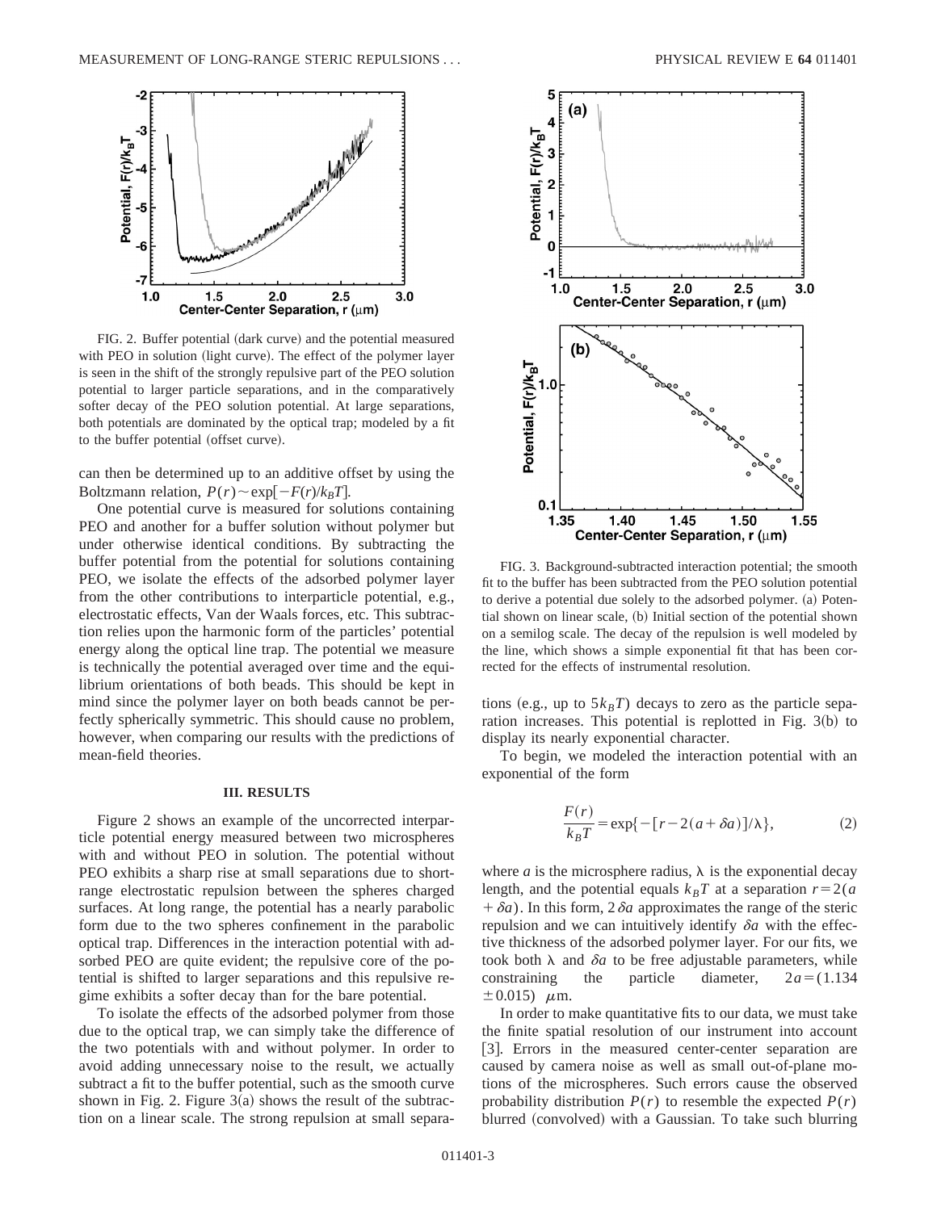FIG. 2. Buffer potential (dark curve) and the potential measured with PEO in solution (light curve). The effect of the polymer layer is seen in the shift of the strongly repulsive part of the PEO solution potential to larger particle separations, and in the comparatively softer decay of the PEO solution potential. At large separations, both potentials are dominated by the optical trap; modeled by a fit to the buffer potential (offset curve).

can then be determined up to an additive offset by using the Boltzmann relation, $P(r) \sim \exp[-F(r)/k_BT]$.

One potential curve is measured for solutions containing PEO and another for a buffer solution without polymer but under otherwise identical conditions. By subtracting the buffer potential from the potential for solutions containing PEO, we isolate the effects of the adsorbed polymer layer from the other contributions to interparticle potential, e.g., electrostatic effects, Van der Waals forces, etc. This subtraction relies upon the harmonic form of the particles' potential energy along the optical line trap. The potential we measure is technically the potential averaged over time and the equilibrium orientations of both beads. This should be kept in mind since the polymer layer on both beads cannot be perfectly spherically symmetric. This should cause no problem, however, when comparing our results with the predictions of mean-field theories.

### III. RESULTS

Figure 2 shows an example of the uncorrected interparticle potential energy measured between two microspheres with and without PEO in solution. The potential without PEO exhibits a sharp rise at small separations due to short-range electrostatic repulsion between the spheres charged surfaces. At long range, the potential has a nearly parabolic form due to the two spheres confinement in the parabolic optical trap. Differences in the interaction potential with adsorbed PEO are quite evident; the repulsive core of the potential is shifted to larger separations and this repulsive regime exhibits a softer decay than for the bare potential.

To isolate the effects of the adsorbed polymer from those due to the optical trap, we can simply take the difference of the two potentials with and without polymer. In order to avoid adding unnecessary noise to the result, we actually subtract a fit to the buffer potential, such as the smooth curve shown in Fig. 2. Figure 3(a) shows the result of the subtraction on a linear scale. The strong repulsion at small separations (e.g., up to $5k_BT$) decays to zero as the particle separation increases. This potential is replotted in Fig. 3(b) to display its nearly exponential character.

FIG. 3. Background-subtracted interaction potential; the smooth fit to the buffer has been subtracted from the PEO solution potential to derive a potential due solely to the adsorbed polymer. (a) Potential shown on linear scale, (b) Initial section of the potential shown on a semilog scale. The decay of the repulsion is well modeled by the line, which shows a simple exponential fit that has been corrected for the effects of instrumental resolution.

To begin, we modeled the interaction potential with an exponential of the form

$$\frac{F(r)}{k_BT} = \exp\{-[r - 2(a + \delta a)]/\lambda\}, \tag{2}$$

where $a$ is the microsphere radius, $\lambda$ is the exponential decay length, and the potential equals $k_BT$ at a separation $r = 2(a + \delta a)$. In this form, $2\delta a$ approximates the range of the steric repulsion and we can intuitively identify $\delta a$ with the effective thickness of the adsorbed polymer layer. For our fits, we took both $\lambda$ and $\delta a$ to be free adjustable parameters, while constraining the particle diameter, $2a = (1.134 \pm 0.015)$ $\mu$m.

In order to make quantitative fits to our data, we must take the finite spatial resolution of our instrument into account [3]. Errors in the measured center-center separation are caused by camera noise as well as small out-of-plane motions of the microspheres. Such errors cause the observed probability distribution $P(r)$ to resemble the expected $P(r)$ blurred (convolved) with a Gaussian. To take such blurring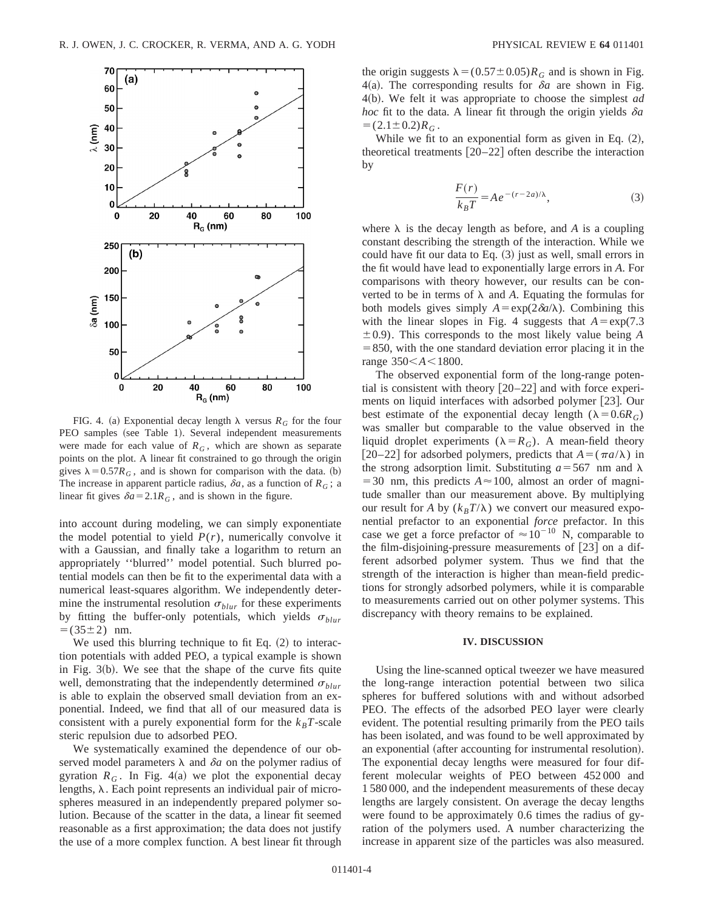FIG. 4. (a) Exponential decay length $\lambda$ versus $R_G$ for the four PEO samples (see Table 1). Several independent measurements were made for each value of $R_G$, which are shown as separate points on the plot. A linear fit constrained to go through the origin gives $\lambda = 0.57R_G$, and is shown for comparison with the data. (b) The increase in apparent particle radius, $\delta a$, as a function of $R_G$; a linear fit gives $\delta a = 2.1R_G$, and is shown in the figure.

into account during modeling, we can simply exponentiate the model potential to yield $P(r)$, numerically convolve it with a Gaussian, and finally take a logarithm to return an appropriately "blurred" model potential. Such blurred potential models can then be fit to the experimental data with a numerical least-squares algorithm. We independently determine the instrumental resolution $\sigma_{blur}$ for these experiments by fitting the buffer-only potentials, which yields $\sigma_{blur} = (35 \pm 2)$ nm.

We used this blurring technique to fit Eq. (2) to interaction potentials with added PEO, a typical example is shown in Fig. 3(b). We see that the shape of the curve fits quite well, demonstrating that the independently determined $\sigma_{blur}$ is able to explain the observed small deviation from an exponential. Indeed, we find that all of our measured data is consistent with a purely exponential form for the $k_BT$-scale steric repulsion due to adsorbed PEO.

We systematically examined the dependence of our observed model parameters $\lambda$ and $\delta a$ on the polymer radius of gyration $R_G$. In Fig. 4(a) we plot the exponential decay lengths, $\lambda$. Each point represents an individual pair of microspheres measured in an independently prepared polymer solution. Because of the scatter in the data, a linear fit seemed reasonable as a first approximation; the data does not justify the use of a more complex function. A best linear fit through the origin suggests $\lambda = (0.57 \pm 0.05)R_G$ and is shown in Fig. 4(a). The corresponding results for $\delta a$ are shown in Fig. 4(b). We felt it was appropriate to choose the simplest *ad hoc* fit to the data. A linear fit through the origin yields $\delta a = (2.1 \pm 0.2)R_G$.

While we fit to an exponential form as given in Eq. (2), theoretical treatments [20–22] often describe the interaction by

$$\frac{F(r)}{k_BT} = Ae^{-(r-2a)/\lambda}, \tag{3}$$

where $\lambda$ is the decay length as before, and $A$ is a coupling constant describing the strength of the interaction. While we could have fit our data to Eq. (3) just as well, small errors in the fit would have lead to exponentially large errors in $A$. For comparisons with theory however, our results can be converted to be in terms of $\lambda$ and $A$. Equating the formulas for both models gives simply $A = \exp(2\delta a/\lambda)$. Combining this with the linear slopes in Fig. 4 suggests that $A = \exp(7.3 \pm 0.9)$. This corresponds to the most likely value being $A = 850$, with the one standard deviation error placing it in the range $350 < A < 1800$.

The observed exponential form of the long-range potential is consistent with theory [20–22] and with force experiments on liquid interfaces with adsorbed polymer [23]. Our best estimate of the exponential decay length ($\lambda = 0.6R_G$) was smaller but comparable to the value observed in the liquid droplet experiments ($\lambda = R_G$). A mean-field theory [20–22] for adsorbed polymers, predicts that $A = (\pi a/\lambda)$ in the strong adsorption limit. Substituting $a = 567$ nm and $\lambda = 30$ nm, this predicts $A \approx 100$, almost an order of magnitude smaller than our measurement above. By multiplying our result for $A$ by $(k_BT/\lambda)$ we convert our measured exponential prefactor to an exponential *force* prefactor. In this case we get a force prefactor of $\approx 10^{-10}$ N, comparable to the film-disjoining-pressure measurements of [23] on a different adsorbed polymer system. Thus we find that the strength of the interaction is higher than mean-field predictions for strongly adsorbed polymers, while it is comparable to measurements carried out on other polymer systems. This discrepancy with theory remains to be explained.

## IV. DISCUSSION

Using the line-scanned optical tweezer we have measured the long-range interaction potential between two silica spheres for buffered solutions with and without adsorbed PEO. The effects of the adsorbed PEO layer were clearly evident. The potential resulting primarily from the PEO tails has been isolated, and was found to be well approximated by an exponential (after accounting for instrumental resolution). The exponential decay lengths were measured for four different molecular weights of PEO between 452 000 and 1 580 000, and the independent measurements of these decay lengths are largely consistent. On average the decay lengths were found to be approximately 0.6 times the radius of gyration of the polymers used. A number characterizing the increase in apparent size of the particles was also measured.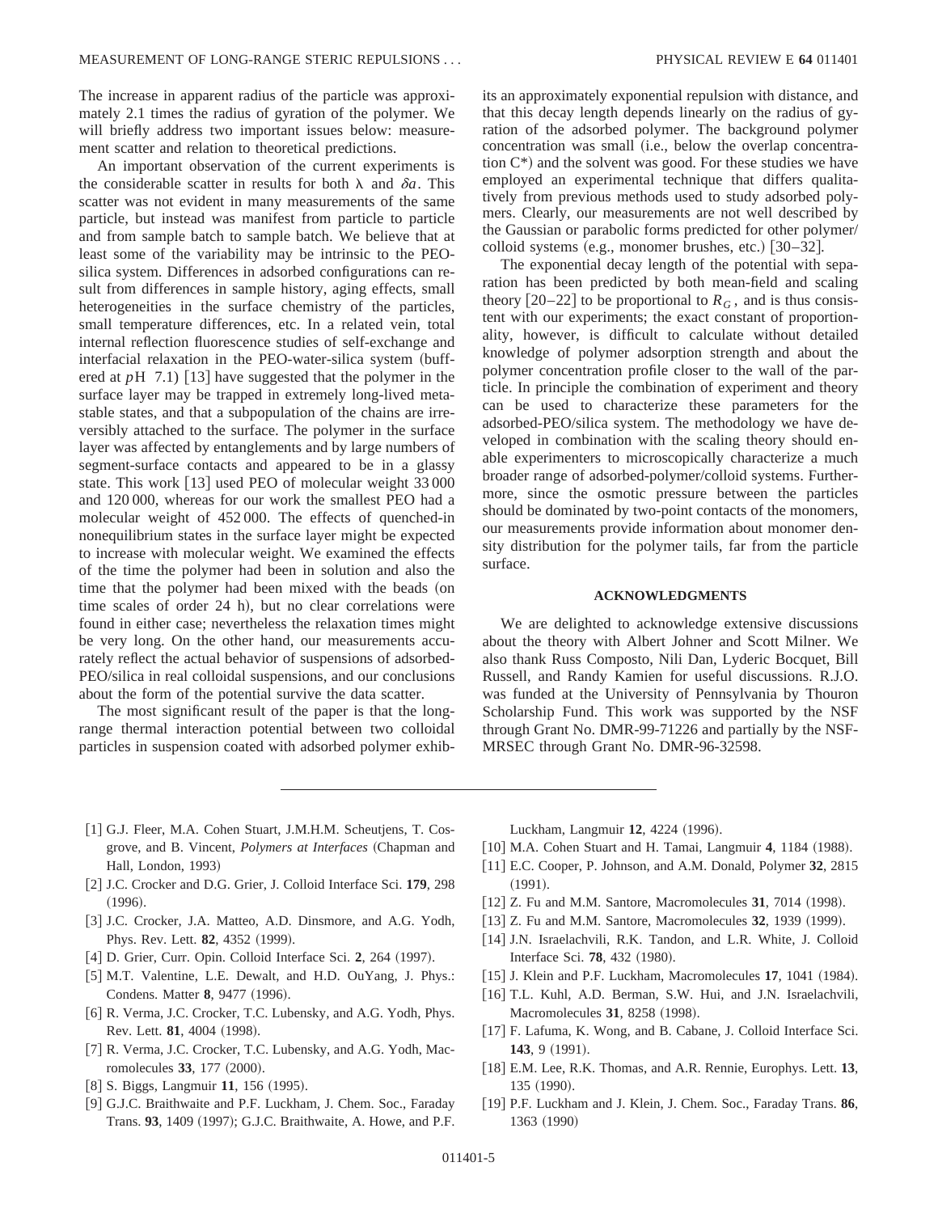The increase in apparent radius of the particle was approximately 2.1 times the radius of gyration of the polymer. We will briefly address two important issues below: measurement scatter and relation to theoretical predictions.

An important observation of the current experiments is the considerable scatter in results for both $\lambda$ and $\delta a$. This scatter was not evident in many measurements of the same particle, but instead was manifest from particle to particle and from sample batch to sample batch. We believe that at least some of the variability may be intrinsic to the PEO-silica system. Differences in adsorbed configurations can result from differences in sample history, aging effects, small heterogeneities in the surface chemistry of the particles, small temperature differences, etc. In a related vein, total internal reflection fluorescence studies of self-exchange and interfacial relaxation in the PEO-water-silica system (buffered at $p$H 7.1) [13] have suggested that the polymer in the surface layer may be trapped in extremely long-lived metastable states, and that a subpopulation of the chains are irreversibly attached to the surface. The polymer in the surface layer was affected by entanglements and by large numbers of segment-surface contacts and appeared to be in a glassy state. This work [13] used PEO of molecular weight 33 000 and 120 000, whereas for our work the smallest PEO had a molecular weight of 452 000. The effects of quenched-in nonequilibrium states in the surface layer might be expected to increase with molecular weight. We examined the effects of the time the polymer had been in solution and also the time that the polymer had been mixed with the beads (on time scales of order 24 h), but no clear correlations were found in either case; nevertheless the relaxation times might be very long. On the other hand, our measurements accurately reflect the actual behavior of suspensions of adsorbed-PEO/silica in real colloidal suspensions, and our conclusions about the form of the potential survive the data scatter.

The most significant result of the paper is that the long-range thermal interaction potential between two colloidal particles in suspension coated with adsorbed polymer exhibits an approximately exponential repulsion with distance, and that this decay length depends linearly on the radius of gyration of the adsorbed polymer. The background polymer concentration was small (i.e., below the overlap concentration C*) and the solvent was good. For these studies we have employed an experimental technique that differs qualitatively from previous methods used to study adsorbed polymers. Clearly, our measurements are not well described by the Gaussian or parabolic forms predicted for other polymer/colloid systems (e.g., monomer brushes, etc.) [30–32].

The exponential decay length of the potential with separation has been predicted by both mean-field and scaling theory [20–22] to be proportional to $R_G$, and is thus consistent with our experiments; the exact constant of proportionality, however, is difficult to calculate without detailed knowledge of polymer adsorption strength and about the polymer concentration profile closer to the wall of the particle. In principle the combination of experiment and theory can be used to characterize these parameters for the adsorbed-PEO/silica system. The methodology we have developed in combination with the scaling theory should enable experimenters to microscopically characterize a much broader range of adsorbed-polymer/colloid systems. Furthermore, since the osmotic pressure between the particles should be dominated by two-point contacts of the monomers, our measurements provide information about monomer density distribution for the polymer tails, far from the particle surface.

## ACKNOWLEDGMENTS

We are delighted to acknowledge extensive discussions about the theory with Albert Johner and Scott Milner. We also thank Russ Composto, Nili Dan, Lyderic Bocquet, Bill Russell, and Randy Kamien for useful discussions. R.J.O. was funded at the University of Pennsylvania by Thouron Scholarship Fund. This work was supported by the NSF through Grant No. DMR-99-71226 and partially by the NSF-MRSEC through Grant No. DMR-96-32598.

---

[1] G.J. Fleer, M.A. Cohen Stuart, J.M.H.M. Scheutjens, T. Cosgrove, and B. Vincent, *Polymers at Interfaces* (Chapman and Hall, London, 1993)

[2] J.C. Crocker and D.G. Grier, J. Colloid Interface Sci. **179**, 298 (1996).

[3] J.C. Crocker, J.A. Matteo, A.D. Dinsmore, and A.G. Yodh, Phys. Rev. Lett. **82**, 4352 (1999).

[4] D. Grier, Curr. Opin. Colloid Interface Sci. **2**, 264 (1997).

[5] M.T. Valentine, L.E. Dewalt, and H.D. OuYang, J. Phys.: Condens. Matter **8**, 9477 (1996).

[6] R. Verma, J.C. Crocker, T.C. Lubensky, and A.G. Yodh, Phys. Rev. Lett. **81**, 4004 (1998).

[7] R. Verma, J.C. Crocker, T.C. Lubensky, and A.G. Yodh, Macromolecules **33**, 177 (2000).

[8] S. Biggs, Langmuir **11**, 156 (1995).

[9] G.J.C. Braithwaite and P.F. Luckham, J. Chem. Soc., Faraday Trans. **93**, 1409 (1997); G.J.C. Braithwaite, A. Howe, and P.F. Luckham, Langmuir **12**, 4224 (1996).

[10] M.A. Cohen Stuart and H. Tamai, Langmuir **4**, 1184 (1988).

[11] E.C. Cooper, P. Johnson, and A.M. Donald, Polymer **32**, 2815 (1991).

[12] Z. Fu and M.M. Santore, Macromolecules **31**, 7014 (1998).

[13] Z. Fu and M.M. Santore, Macromolecules **32**, 1939 (1999).

[14] J.N. Israelachvili, R.K. Tandon, and L.R. White, J. Colloid Interface Sci. **78**, 432 (1980).

[15] J. Klein and P.F. Luckham, Macromolecules **17**, 1041 (1984).

[16] T.L. Kuhl, A.D. Berman, S.W. Hui, and J.N. Israelachvili, Macromolecules **31**, 8258 (1998).

[17] F. Lafuma, K. Wong, and B. Cabane, J. Colloid Interface Sci. **143**, 9 (1991).

[18] E.M. Lee, R.K. Thomas, and A.R. Rennie, Europhys. Lett. **13**, 135 (1990).

[19] P.F. Luckham and J. Klein, J. Chem. Soc., Faraday Trans. **86**, 1363 (1990)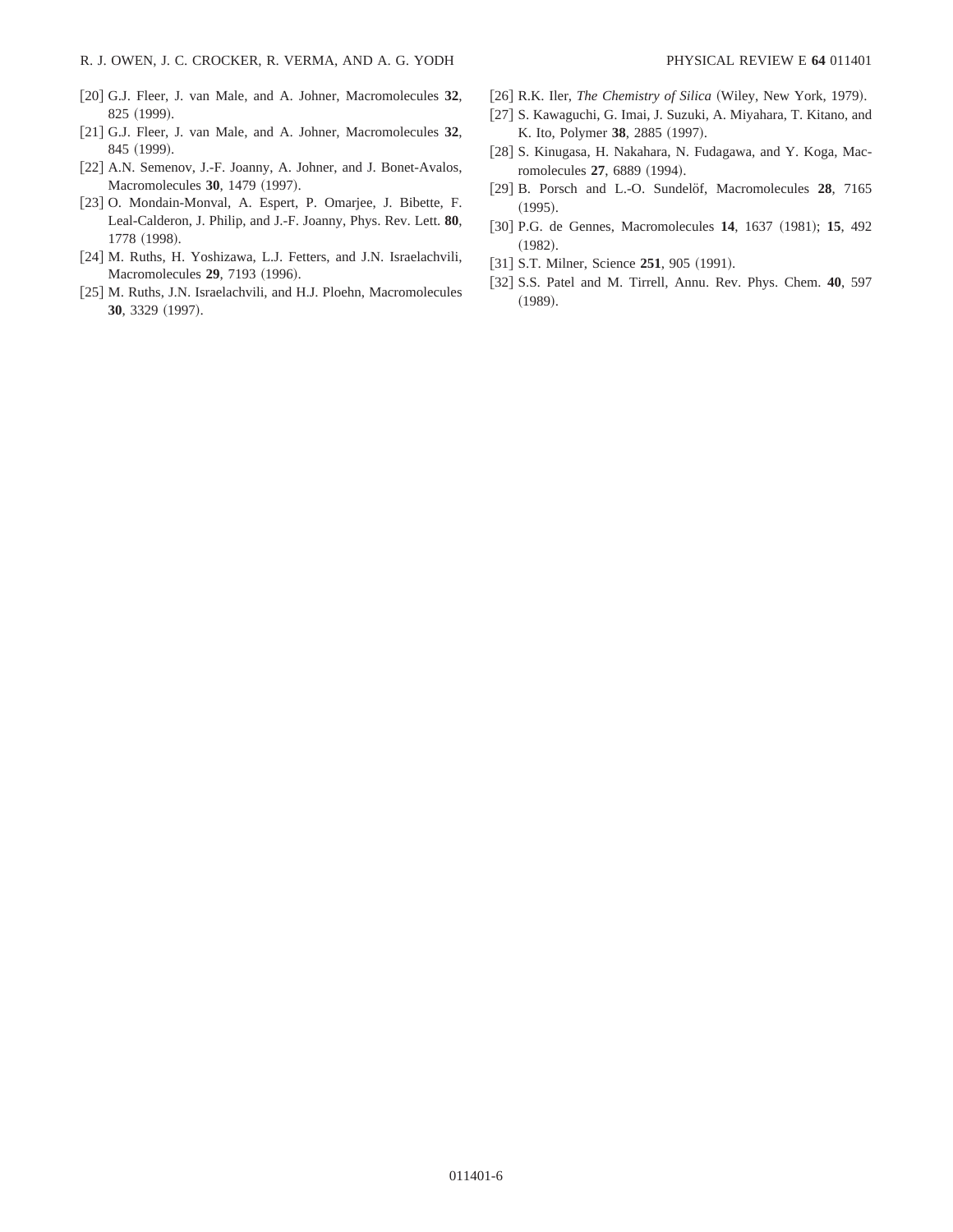[20] G.J. Fleer, J. van Male, and A. Johner, Macromolecules **32**, 825 (1999).

[21] G.J. Fleer, J. van Male, and A. Johner, Macromolecules **32**, 845 (1999).

[22] A.N. Semenov, J.-F. Joanny, A. Johner, and J. Bonet-Avalos, Macromolecules **30**, 1479 (1997).

[23] O. Mondain-Monval, A. Espert, P. Omarjee, J. Bibette, F. Leal-Calderon, J. Philip, and J.-F. Joanny, Phys. Rev. Lett. **80**, 1778 (1998).

[24] M. Ruths, H. Yoshizawa, L.J. Fetters, and J.N. Israelachvili, Macromolecules **29**, 7193 (1996).

[25] M. Ruths, J.N. Israelachvili, and H.J. Ploehn, Macromolecules **30**, 3329 (1997).

[26] R.K. Iler, *The Chemistry of Silica* (Wiley, New York, 1979).

[27] S. Kawaguchi, G. Imai, J. Suzuki, A. Miyahara, T. Kitano, and K. Ito, Polymer **38**, 2885 (1997).

[28] S. Kinugasa, H. Nakahara, N. Fudagawa, and Y. Koga, Macromolecules **27**, 6889 (1994).

[29] B. Porsch and L.-O. Sundelöf, Macromolecules **28**, 7165 (1995).

[30] P.G. de Gennes, Macromolecules **14**, 1637 (1981); **15**, 492 (1982).

[31] S.T. Milner, Science **251**, 905 (1991).

[32] S.S. Patel and M. Tirrell, Annu. Rev. Phys. Chem. **40**, 597 (1989).